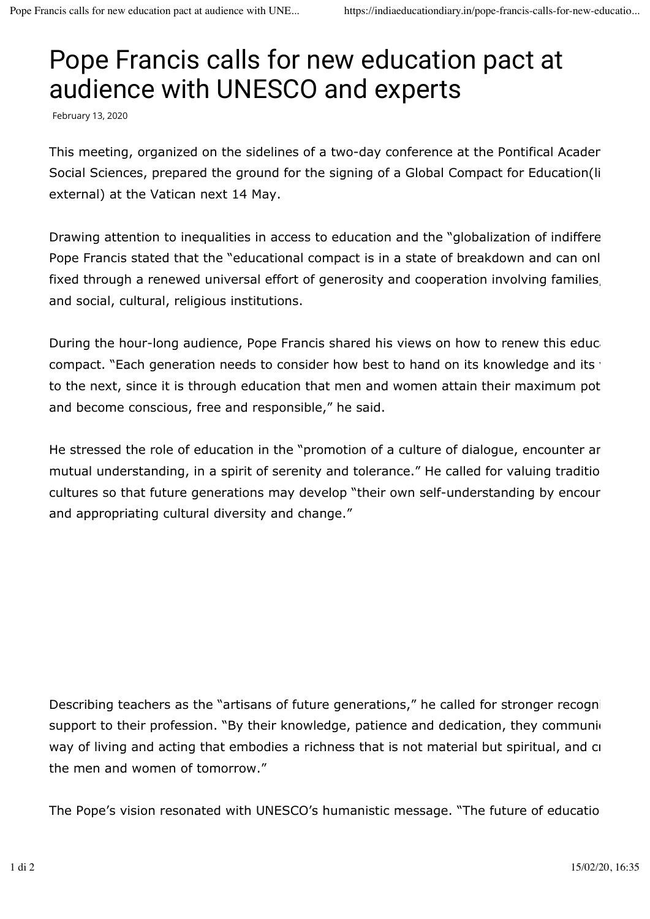# Pope Francis calls for new education pact at audience with UNESCO and experts

February 13, 2020

This meeting, organized on the sidelines of a two-day conference at the Pontifical Acader Social Sciences, prepared the ground for the signing of a Global Compact for Education(li external) at the Vatican next 14 May.

Drawing attention to inequalities in access to education and the "globalization of indiffere Pope Francis stated that the "educational compact is in a state of breakdown and can onl fixed through a renewed universal effort of generosity and cooperation involving families, and social, cultural, religious institutions.

During the hour-long audience, Pope Francis shared his views on how to renew this educa compact. "Each generation needs to consider how best to hand on its knowledge and its to the next, since it is through education that men and women attain their maximum pot and become conscious, free and responsible," he said.

He stressed the role of education in the "promotion of a culture of dialogue, encounter ar mutual understanding, in a spirit of serenity and tolerance." He called for valuing traditio cultures so that future generations may develop "their own self-understanding by encour and appropriating cultural diversity and change."

Describing teachers as the "artisans of future generations," he called for stronger recogni support to their profession. "By their knowledge, patience and dedication, they communi way of living and acting that embodies a richness that is not material but spiritual, and cr the men and women of tomorrow."

The Pope's vision resonated with UNESCO's humanistic message. "The future of educatio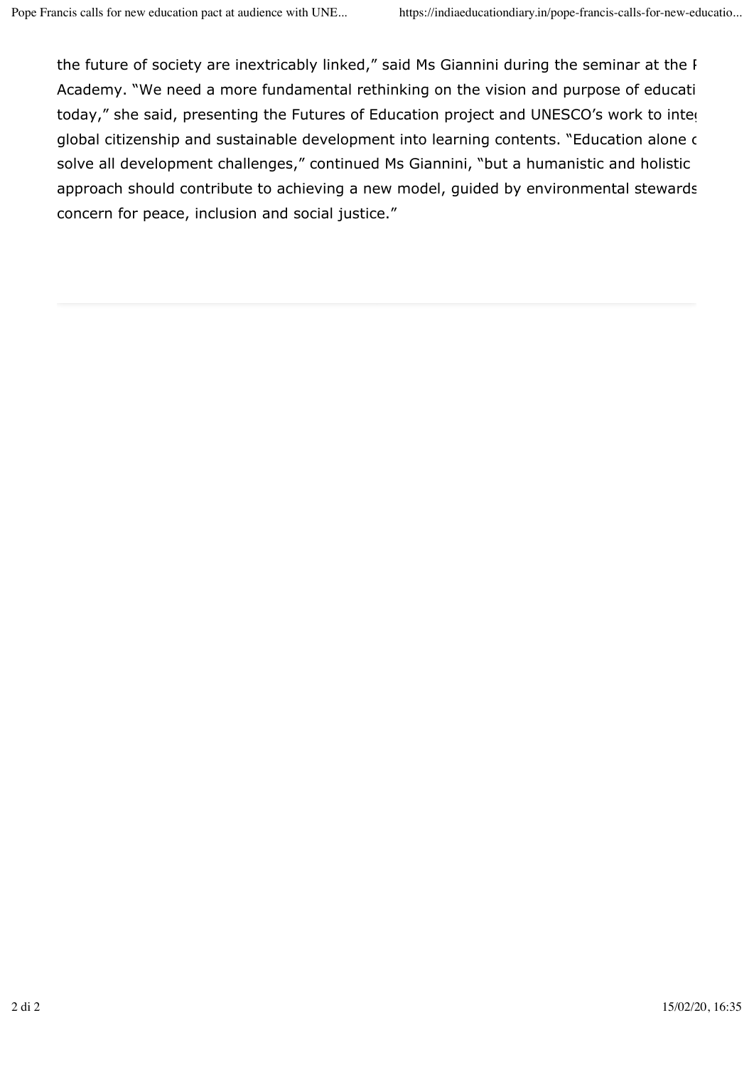the future of society are inextricably linked," said Ms Giannini during the seminar at the F Academy. "We need a more fundamental rethinking on the vision and purpose of educati today," she said, presenting the Futures of Education project and UNESCO's work to inte global citizenship and sustainable development into learning contents. "Education alone c solve all development challenges," continued Ms Giannini, "but a humanistic and holistic approach should contribute to achieving a new model, guided by environmental stewards concern for peace, inclusion and social justice."